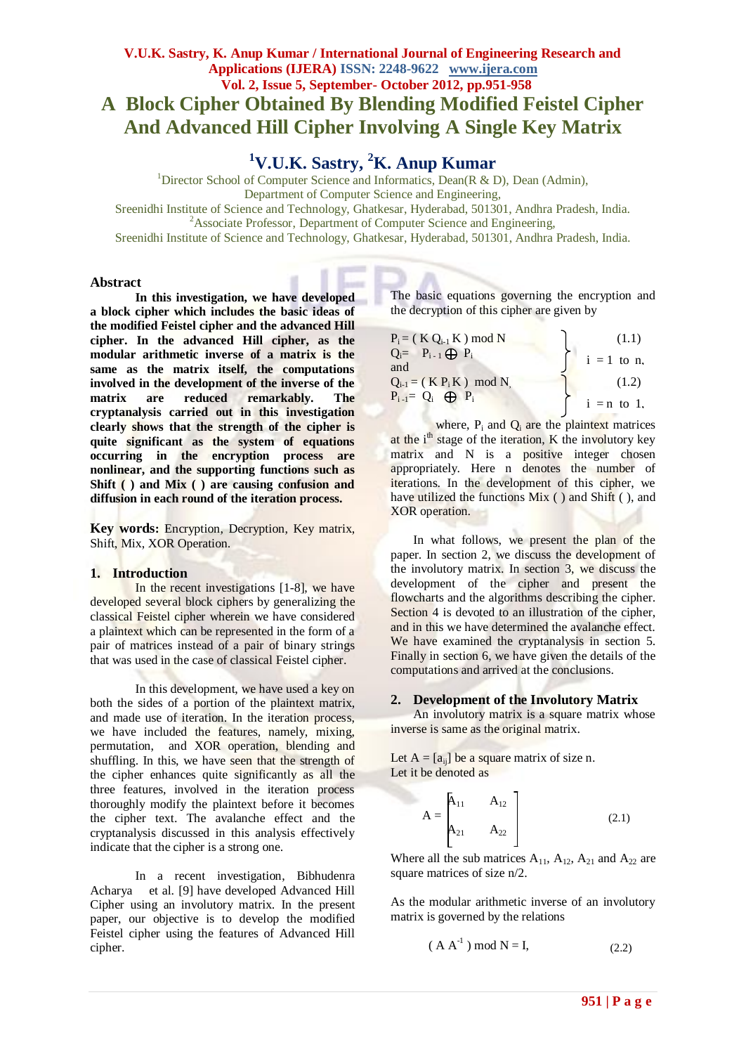# A Block Cipher Obtained By Blending Modified Feistel Cipher And Advanced Hill Cipher Involving A Single Key Matrix

## [1]V.U.K. Sastry, [2]K. Anup Kumar

[1]Director School of Computer Science and Informatics, Dean(R & D), Dean (Admin), Department of Computer Science and Engineering, Sreenidhi Institute of Science and Technology, Ghatkesar, Hyderabad, 501301, Andhra Pradesh, India.
[2]Associate Professor, Department of Computer Science and Engineering, Sreenidhi Institute of Science and Technology, Ghatkesar, Hyderabad, 501301, Andhra Pradesh, India.

### Abstract

**In this investigation, we have developed a block cipher which includes the basic ideas of the modified Feistel cipher and the advanced Hill cipher. In the advanced Hill cipher, as the modular arithmetic inverse of a matrix is the same as the matrix itself, the computations involved in the development of the inverse of the matrix are reduced remarkably. The cryptanalysis carried out in this investigation clearly shows that the strength of the cipher is quite significant as the system of equations occurring in the encryption process are nonlinear, and the supporting functions such as Shift ( ) and Mix ( ) are causing confusion and diffusion in each round of the iteration process.**

**Key words:** Encryption, Decryption, Key matrix, Shift, Mix, XOR Operation.

## 1. Introduction

In the recent investigations [1-8], we have developed several block ciphers by generalizing the classical Feistel cipher wherein we have considered a plaintext which can be represented in the form of a pair of matrices instead of a pair of binary strings that was used in the case of classical Feistel cipher.

In this development, we have used a key on both the sides of a portion of the plaintext matrix, and made use of iteration. In the iteration process, we have included the features, namely, mixing, permutation, and XOR operation, blending and shuffling. In this, we have seen that the strength of the cipher enhances quite significantly as all the three features, involved in the iteration process thoroughly modify the plaintext before it becomes the cipher text. The avalanche effect and the cryptanalysis discussed in this analysis effectively indicate that the cipher is a strong one.

In a recent investigation, Bibhudenra Acharya et al. [9] have developed Advanced Hill Cipher using an involutory matrix. In the present paper, our objective is to develop the modified Feistel cipher using the features of Advanced Hill cipher.

The basic equations governing the encryption and the decryption of this cipher are given by

$$\left.\begin{aligned} P_i &= ( K\, Q_{i-1}\, K ) \bmod N \\ Q_i &= P_{i-1} \oplus P_i \end{aligned}\right\} \quad i = 1 \text{ to } n, \qquad (1.1)$$

and

$$\left.\begin{aligned} Q_{i-1} &= ( K\, P_i\, K ) \bmod N \\ P_{i-1} &= Q_i \oplus P_i \end{aligned}\right\} \quad i = n \text{ to } 1, \qquad (1.2)$$

where, $P_i$ and $Q_i$ are the plaintext matrices at the i[th] stage of the iteration, K the involutory key matrix and N is a positive integer chosen appropriately. Here n denotes the number of iterations. In the development of this cipher, we have utilized the functions Mix ( ) and Shift ( ), and XOR operation.

In what follows, we present the plan of the paper. In section 2, we discuss the development of the involutory matrix. In section 3, we discuss the development of the cipher and present the flowcharts and the algorithms describing the cipher. Section 4 is devoted to an illustration of the cipher, and in this we have determined the avalanche effect. We have examined the cryptanalysis in section 5. Finally in section 6, we have given the details of the computations and arrived at the conclusions.

## 2. Development of the Involutory Matrix

An involutory matrix is a square matrix whose inverse is same as the original matrix.

Let $A = [a_{ij}]$ be a square matrix of size n. Let it be denoted as

$$A = \begin{bmatrix} A_{11} & A_{12} \\ A_{21} & A_{22} \end{bmatrix} \qquad (2.1)$$

Where all the sub matrices $A_{11}$, $A_{12}$, $A_{21}$ and $A_{22}$ are square matrices of size n/2.

As the modular arithmetic inverse of an involutory matrix is governed by the relations

$$( A\, A^{-1} ) \bmod N = I, \qquad (2.2)$$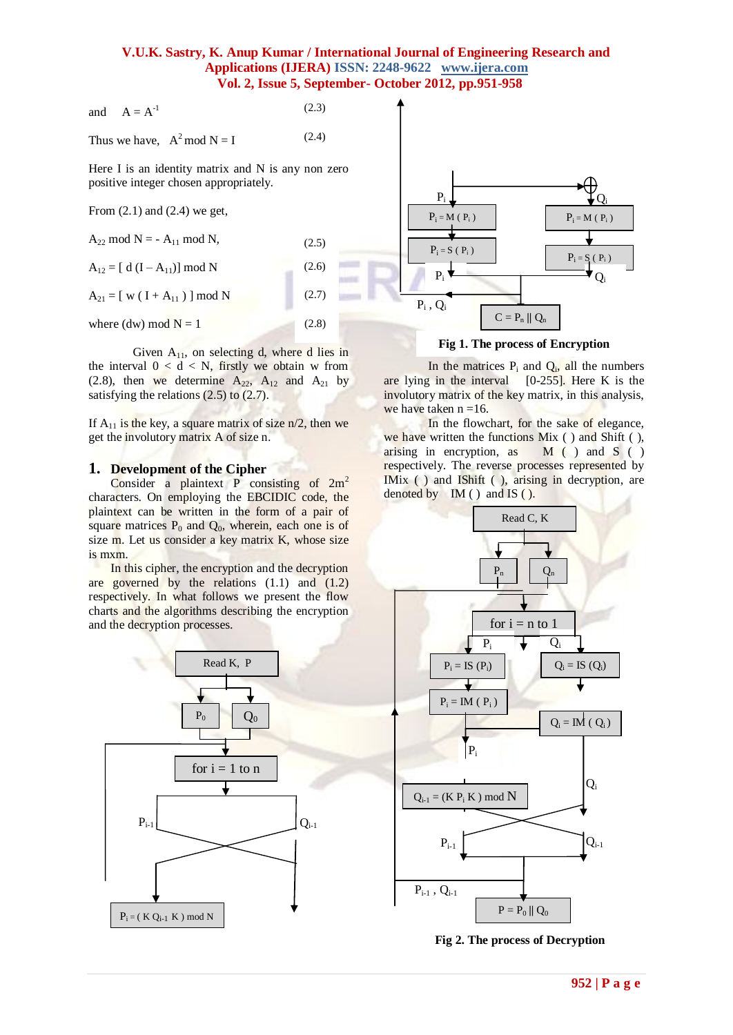and $A = A^{-1}$ (2.3)

Thus we have, $A^2 \bmod N = I$ (2.4)

Here I is an identity matrix and N is any non zero positive integer chosen appropriately.

From (2.1) and (2.4) we get,

$A_{22} \bmod N = - A_{11} \bmod N,$ (2.5)

$A_{12} = [\, d\,(I - A_{11})] \bmod N$ (2.6)

$A_{21} = [\, w\,(\,I + A_{11}\,)\,] \bmod N$ (2.7)

where $(dw) \bmod N = 1$ (2.8)

Given $A_{11}$, on selecting d, where d lies in the interval $0 < d < N$, firstly we obtain w from (2.8), then we determine $A_{22}$, $A_{12}$ and $A_{21}$ by satisfying the relations (2.5) to (2.7).

If $A_{11}$ is the key, a square matrix of size n/2, then we get the involutory matrix A of size n.

## 1. Development of the Cipher

Consider a plaintext P consisting of $2m^2$ characters. On employing the EBCIDIC code, the plaintext can be written in the form of a pair of square matrices $P_0$ and $Q_0$, wherein, each one is of size m. Let us consider a key matrix K, whose size is mxm.

In this cipher, the encryption and the decryption are governed by the relations (1.1) and (1.2) respectively. In what follows we present the flow charts and the algorithms describing the encryption and the decryption processes.

Read K, P → $P_0$, $Q_0$ → for i = 1 to n → $P_{i-1}$, $Q_{i-1}$ → $P_i = (\,K\, Q_{i-1}\, K\,) \bmod N$ → $P_i = M(P_i)$ → $P_i = S(P_i)$ → $Q_i$ = $P_i \oplus Q_{i-1}$ → $Q_i = M(Q_i)$ → $Q_i = S(Q_i)$ → $P_i$, $Q_i$ → $C = P_n \,||\, Q_n$

**Fig 1. The process of Encryption**

In the matrices $P_i$ and $Q_i$, all the numbers are lying in the interval [0-255]. Here K is the involutory matrix of the key matrix, in this analysis, we have taken n =16.

In the flowchart, for the sake of elegance, we have written the functions Mix ( ) and Shift ( ), arising in encryption, as M ( ) and S ( ) respectively. The reverse processes represented by IMix ( ) and IShift ( ), arising in decryption, are denoted by IM ( ) and IS ( ).

Read C, K → $P_n$, $Q_n$ → for i = n to 1 → $P_i = IS(P_i)$, $Q_i = IS(Q_i)$ → $P_i = IM(P_i)$, $Q_i = IM(Q_i)$ → $Q_{i-1} = (K\, P_i\, K) \bmod N$ → $P_{i-1}$, $Q_{i-1}$ → $P = P_0 \,||\, Q_0$

**Fig 2. The process of Decryption**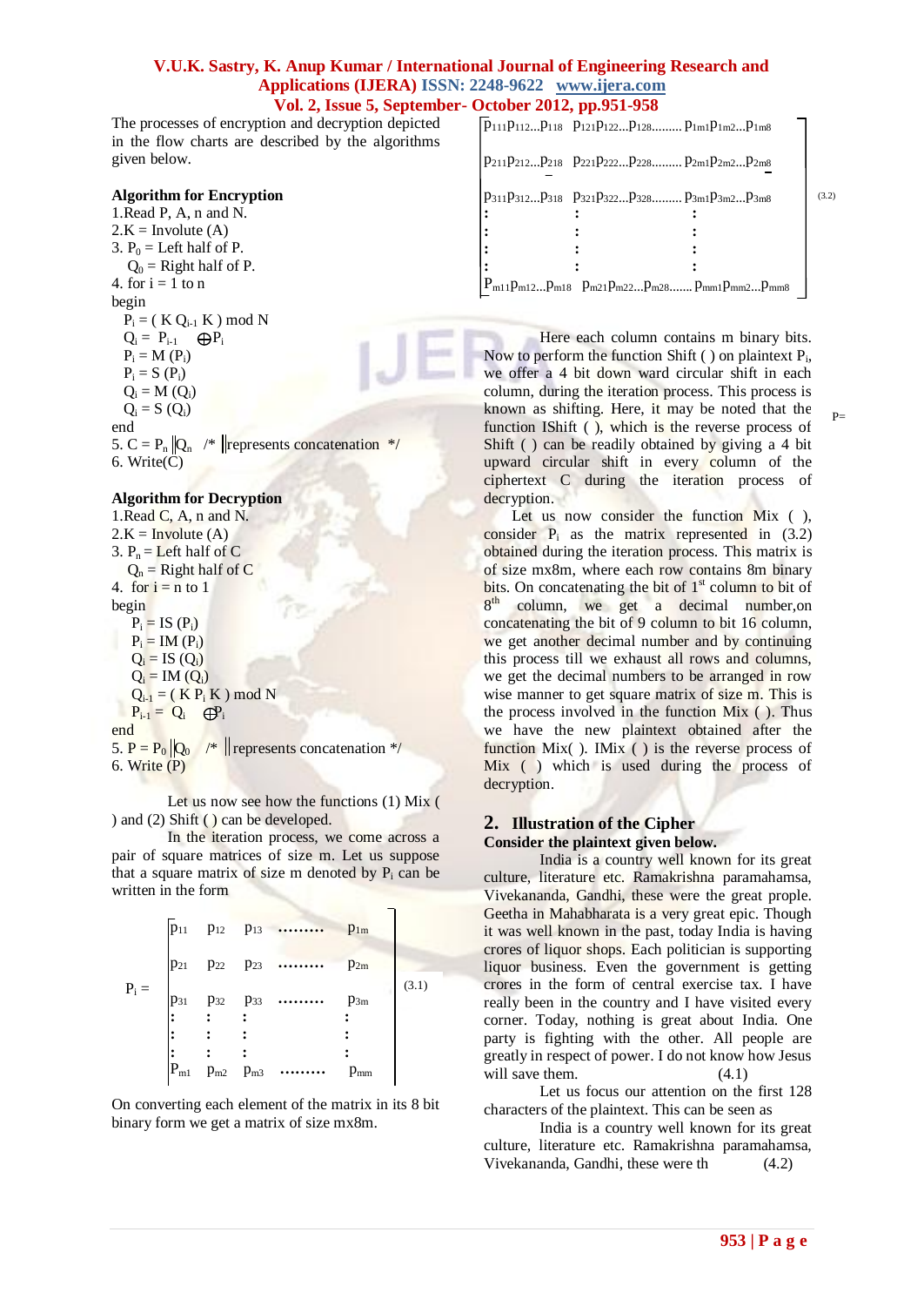The processes of encryption and decryption depicted in the flow charts are described by the algorithms given below.

**Algorithm for Encryption**

1.Read P, A, n and N.
2.K = Involute (A)
3. $P_0$ = Left half of P.
   $Q_0$ = Right half of P.
4. for i = 1 to n
begin
   $P_i = ( K Q_{i-1} K ) \bmod N$
   $Q_i = P_{i-1} \oplus P_i$
   $P_i = M (P_i)$
   $P_i = S (P_i)$
   $Q_i = M (Q_i)$
   $Q_i = S (Q_i)$
end
5. $C = P_n \| Q_n$ /* $\|$ represents concatenation */
6. Write(C)

**Algorithm for Decryption**

1.Read C, A, n and N.
2.K = Involute (A)
3. $P_n$ = Left half of C
   $Q_n$ = Right half of C
4. for i = n to 1
begin
   $P_i = IS (P_i)$
   $P_i = IM (P_i)$
   $Q_i = IS (Q_i)$
   $Q_i = IM (Q_i)$
   $Q_{i-1} = ( K P_i K ) \bmod N$
   $P_{i-1} = Q_i \oplus P_i$
end
5. $P = P_0 \| Q_0$ /* $\|$ represents concatenation */
6. Write (P)

Let us now see how the functions (1) Mix ( ) and (2) Shift ( ) can be developed.

In the iteration process, we come across a pair of square matrices of size m. Let us suppose that a square matrix of size m denoted by $P_i$ can be written in the form

$$P_i = \begin{bmatrix} p_{11} & p_{12} & p_{13} & \cdots & p_{1m} \\ p_{21} & p_{22} & p_{23} & \cdots & p_{2m} \\ p_{31} & p_{32} & p_{33} & \cdots & p_{3m} \\ \vdots & \vdots & \vdots & & \vdots \\ p_{m1} & p_{m2} & p_{m3} & \cdots & p_{mm} \end{bmatrix} \quad (3.1)$$

On converting each element of the matrix in its 8 bit binary form we get a matrix of size mx8m.

$$P = \begin{bmatrix} p_{111}p_{112}\ldots p_{118} & p_{121}p_{122}\ldots p_{128}\ldots\ldots & p_{1m1}p_{1m2}\ldots p_{1m8} \\ p_{211}p_{212}\ldots p_{218} & p_{221}p_{222}\ldots p_{228}\ldots\ldots & p_{2m1}p_{2m2}\ldots p_{2m8} \\ p_{311}p_{312}\ldots p_{318} & p_{321}p_{322}\ldots p_{328}\ldots\ldots & p_{3m1}p_{3m2}\ldots p_{3m8} \\ \vdots & \vdots & \vdots \\ p_{m11}p_{m12}\ldots p_{m18} & p_{m21}p_{m22}\ldots p_{m28}\ldots\ldots & p_{mm1}p_{mm2}\ldots p_{mm8} \end{bmatrix} \quad (3.2)$$

Here each column contains m binary bits. Now to perform the function Shift ( ) on plaintext $P_i$, we offer a 4 bit down ward circular shift in each column, during the iteration process. This process is known as shifting. Here, it may be noted that the function IShift ( ), which is the reverse process of Shift ( ) can be readily obtained by giving a 4 bit upward circular shift in every column of the ciphertext C during the iteration process of decryption.

Let us now consider the function Mix ( ), consider $P_i$ as the matrix represented in (3.2) obtained during the iteration process. This matrix is of size mx8m, where each row contains 8m binary bits. On concatenating the bit of 1[st] column to bit of 8[th] column, we get a decimal number,on concatenating the bit of 9 column to bit 16 column, we get another decimal number and by continuing this process till we exhaust all rows and columns, we get the decimal numbers to be arranged in row wise manner to get square matrix of size m. This is the process involved in the function Mix ( ). Thus we have the new plaintext obtained after the function Mix( ). IMix ( ) is the reverse process of Mix ( ) which is used during the process of decryption.

## 2. Illustration of the Cipher

**Consider the plaintext given below.**

India is a country well known for its great culture, literature etc. Ramakrishna paramahamsa, Vivekananda, Gandhi, these were the great prople. Geetha in Mahabharata is a very great epic. Though it was well known in the past, today India is having crores of liquor shops. Each politician is supporting liquor business. Even the government is getting crores in the form of central exercise tax. I have really been in the country and I have visited every corner. Today, nothing is great about India. One party is fighting with the other. All people are greatly in respect of power. I do not know how Jesus will save them. (4.1)

Let us focus our attention on the first 128 characters of the plaintext. This can be seen as

India is a country well known for its great culture, literature etc. Ramakrishna paramahamsa, Vivekananda, Gandhi, these were th (4.2)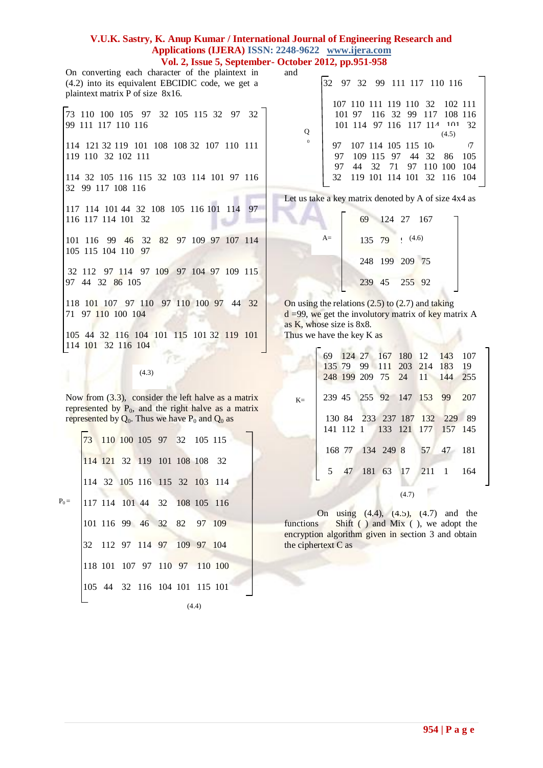On converting each character of the plaintext in (4.2) into its equivalent EBCIDIC code, we get a plaintext matrix P of size 8x16.

$$P = \begin{bmatrix}
73 & 110 & 100 & 105 & 97 & 32 & 105 & 115 & 32 & 97 & 32 & 99 & 111 & 117 & 110 & 116 \\
114 & 121 & 32 & 119 & 101 & 108 & 108 & 32 & 107 & 110 & 111 & 119 & 110 & 32 & 102 & 111 \\
114 & 32 & 105 & 116 & 115 & 32 & 103 & 114 & 101 & 97 & 116 & 32 & 99 & 117 & 108 & 116 \\
117 & 114 & 101 & 44 & 32 & 108 & 105 & 116 & 101 & 114 & 97 & 116 & 117 & 114 & 101 & 32 \\
101 & 116 & 99 & 46 & 32 & 82 & 97 & 109 & 97 & 107 & 114 & 105 & 115 & 104 & 110 & 97 \\
32 & 112 & 97 & 114 & 97 & 109 & 97 & 104 & 97 & 109 & 115 & 97 & 44 & 32 & 86 & 105 \\
118 & 101 & 107 & 97 & 110 & 97 & 110 & 100 & 97 & 44 & 32 & 71 & 97 & 110 & 100 & 104 \\
105 & 44 & 32 & 116 & 104 & 101 & 115 & 101 & 32 & 119 & 101 & 114 & 101 & 32 & 116 & 104
\end{bmatrix} \quad (4.3)$$

Now from (3.3), consider the left halve as a matrix represented by $P_0$, and the right halve as a matrix represented by $Q_0$. Thus we have $P_0$ and $Q_0$ as

$$P_0 = \begin{bmatrix}
73 & 110 & 100 & 105 & 97 & 32 & 105 & 115 \\
114 & 121 & 32 & 119 & 101 & 108 & 108 & 32 \\
114 & 32 & 105 & 116 & 115 & 32 & 103 & 114 \\
117 & 114 & 101 & 44 & 32 & 108 & 105 & 116 \\
101 & 116 & 99 & 46 & 32 & 82 & 97 & 109 \\
32 & 112 & 97 & 114 & 97 & 109 & 97 & 104 \\
118 & 101 & 107 & 97 & 110 & 97 & 110 & 100 \\
105 & 44 & 32 & 116 & 104 & 101 & 115 & 101
\end{bmatrix} \quad (4.4)$$

and

$$Q_0 = \begin{bmatrix}
32 & 97 & 32 & 99 & 111 & 117 & 110 & 116 \\
107 & 110 & 111 & 119 & 110 & 32 & 102 & 111 \\
101 & 97 & 116 & 32 & 99 & 117 & 108 & 116 \\
101 & 114 & 97 & 116 & 117 & 114 & 101 & 32 \\
97 & 107 & 114 & 105 & 115 & 104 & 110 & 97 \\
97 & 109 & 115 & 97 & 44 & 32 & 86 & 105 \\
97 & 44 & 32 & 71 & 97 & 110 & 100 & 104 \\
32 & 119 & 101 & 114 & 101 & 32 & 116 & 104
\end{bmatrix} \quad (4.5)$$

Let us take a key matrix denoted by A of size 4x4 as

$$A = \begin{bmatrix}
69 & 124 & 27 & 167 \\
135 & 79 & 99 & 111 \\
248 & 199 & 209 & 75 \\
239 & 45 & 255 & 92
\end{bmatrix} \quad (4.6)$$

On using the relations (2.5) to (2.7) and taking d =99, we get the involutory matrix of key matrix A as K, whose size is 8x8.

Thus we have the key K as

$$K = \begin{bmatrix}
69 & 124 & 27 & 167 & 180 & 12 & 143 & 107 \\
135 & 79 & 99 & 111 & 203 & 214 & 183 & 19 \\
248 & 199 & 209 & 75 & 24 & 11 & 144 & 255 \\
239 & 45 & 255 & 92 & 147 & 153 & 99 & 207 \\
130 & 84 & 233 & 237 & 187 & 132 & 229 & 89 \\
141 & 112 & 1 & 133 & 121 & 177 & 157 & 145 \\
168 & 77 & 134 & 249 & 8 & 57 & 47 & 181 \\
5 & 47 & 181 & 63 & 17 & 211 & 1 & 164
\end{bmatrix} \quad (4.7)$$

On using (4.4), (4.5), (4.7) and the functions Shift ( ) and Mix ( ), we adopt the encryption algorithm given in section 3 and obtain the ciphertext C as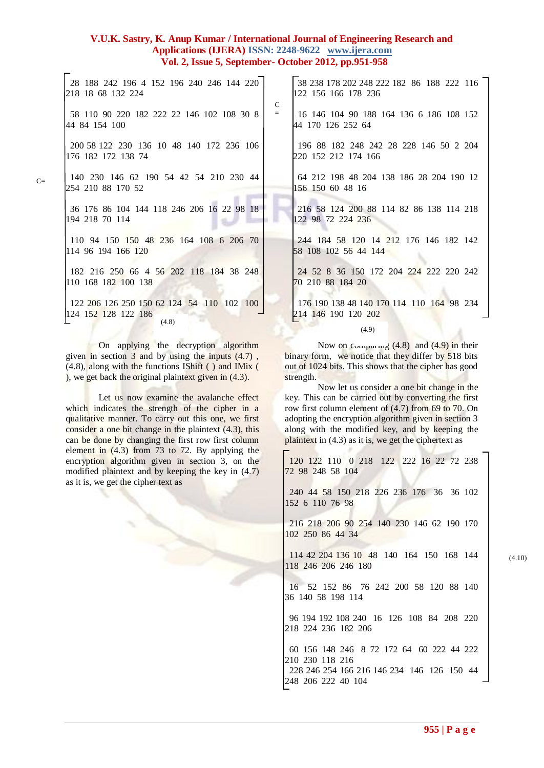$$C = \begin{bmatrix} 28 & 188 & 242 & 196 & 4 & 152 & 196 & 240 & 246 & 144 & 220 & 218 & 18 & 68 & 132 & 224 \\ 58 & 110 & 90 & 220 & 182 & 222 & 22 & 146 & 102 & 108 & 30 & 8 & 44 & 84 & 154 & 100 \\ 200 & 58 & 122 & 230 & 136 & 10 & 48 & 140 & 172 & 236 & 106 & 176 & 182 & 172 & 138 & 74 \\ 140 & 230 & 146 & 62 & 190 & 54 & 42 & 54 & 210 & 230 & 44 & 254 & 210 & 88 & 170 & 52 \\ 36 & 176 & 86 & 104 & 144 & 118 & 246 & 206 & 16 & 22 & 98 & 18 & 194 & 218 & 70 & 114 \\ 110 & 94 & 150 & 150 & 48 & 236 & 164 & 108 & 6 & 206 & 70 & 114 & 96 & 194 & 166 & 120 \\ 182 & 216 & 250 & 66 & 4 & 56 & 202 & 118 & 184 & 38 & 248 & 110 & 168 & 182 & 100 & 138 \\ 122 & 206 & 126 & 250 & 150 & 62 & 124 & 54 & 110 & 102 & 100 & 124 & 152 & 128 & 122 & 186 \end{bmatrix} \quad (4.8)$$

On applying the decryption algorithm given in section 3 and by using the inputs (4.7) , (4.8), along with the functions IShift ( ) and IMix ( ), we get back the original plaintext given in (4.3).

Let us now examine the avalanche effect which indicates the strength of the cipher in a qualitative manner. To carry out this one, we first consider a one bit change in the plaintext (4.3), this can be done by changing the first row first column element in (4.3) from 73 to 72. By applying the encryption algorithm given in section 3, on the modified plaintext and by keeping the key in (4.7) as it is, we get the cipher text as

$$C = \begin{bmatrix} 38 & 238 & 178 & 202 & 248 & 222 & 182 & 86 & 188 & 222 & 116 & 122 & 156 & 166 & 178 & 236 \\ 16 & 146 & 104 & 90 & 188 & 164 & 136 & 6 & 186 & 108 & 152 & 44 & 170 & 126 & 252 & 64 \\ 196 & 88 & 182 & 248 & 242 & 28 & 228 & 146 & 50 & 2 & 204 & 220 & 152 & 212 & 174 & 166 \\ 64 & 212 & 198 & 48 & 204 & 138 & 186 & 28 & 204 & 190 & 12 & 156 & 150 & 60 & 48 & 16 \\ 216 & 58 & 124 & 200 & 88 & 114 & 82 & 86 & 138 & 114 & 218 & 122 & 98 & 72 & 224 & 236 \\ 244 & 184 & 58 & 120 & 14 & 212 & 176 & 146 & 182 & 142 & 58 & 108 & 102 & 56 & 44 & 144 \\ 24 & 52 & 8 & 36 & 150 & 172 & 204 & 224 & 222 & 220 & 242 & 70 & 210 & 88 & 184 & 20 \\ 176 & 190 & 138 & 48 & 140 & 170 & 114 & 110 & 164 & 98 & 234 & 214 & 146 & 190 & 120 & 202 \end{bmatrix} \quad (4.9)$$

Now on comparing (4.8) and (4.9) in their binary form, we notice that they differ by 518 bits out of 1024 bits. This shows that the cipher has good strength.

Now let us consider a one bit change in the key. This can be carried out by converting the first row first column element of (4.7) from 69 to 70. On adopting the encryption algorithm given in section 3 along with the modified key, and by keeping the plaintext in (4.3) as it is, we get the ciphertext as

$$\begin{bmatrix} 120 & 122 & 110 & 0 & 218 & 122 & 222 & 16 & 22 & 72 & 238 & 72 & 98 & 248 & 58 & 104 \\ 240 & 44 & 58 & 150 & 218 & 226 & 236 & 176 & 36 & 36 & 102 & 152 & 6 & 110 & 76 & 98 \\ 216 & 218 & 206 & 90 & 254 & 140 & 230 & 146 & 62 & 190 & 170 & 102 & 250 & 86 & 44 & 34 \\ 114 & 42 & 204 & 136 & 10 & 48 & 140 & 164 & 150 & 168 & 144 & 118 & 246 & 206 & 246 & 180 \\ 16 & 52 & 152 & 86 & 76 & 242 & 200 & 58 & 120 & 88 & 140 & 36 & 140 & 58 & 198 & 114 \\ 96 & 194 & 192 & 108 & 240 & 16 & 126 & 108 & 84 & 208 & 220 & 218 & 224 & 236 & 182 & 206 \\ 60 & 156 & 148 & 246 & 8 & 72 & 172 & 64 & 60 & 222 & 44 & 222 & 210 & 230 & 118 & 216 \\ 228 & 246 & 254 & 166 & 216 & 146 & 234 & 146 & 126 & 150 & 44 & 248 & 206 & 222 & 40 & 104 \end{bmatrix} \quad (4.10)$$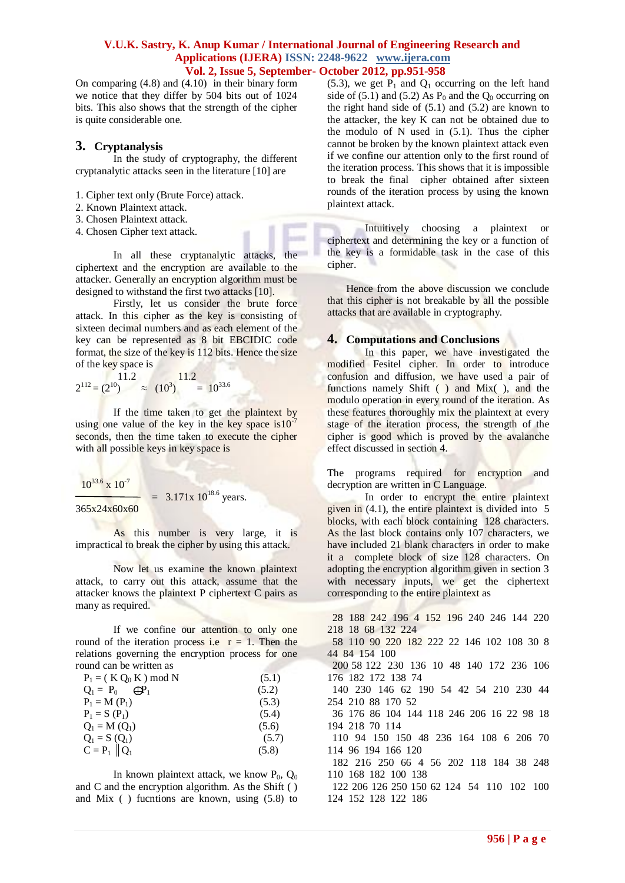On comparing (4.8) and (4.10) in their binary form we notice that they differ by 504 bits out of 1024 bits. This also shows that the strength of the cipher is quite considerable one.

## 3. Cryptanalysis

In the study of cryptography, the different cryptanalytic attacks seen in the literature [10] are

1. Cipher text only (Brute Force) attack.
2. Known Plaintext attack.
3. Chosen Plaintext attack.
4. Chosen Cipher text attack.

In all these cryptanalytic attacks, the ciphertext and the encryption are available to the attacker. Generally an encryption algorithm must be designed to withstand the first two attacks [10].

Firstly, let us consider the brute force attack. In this cipher as the key is consisting of sixteen decimal numbers and as each element of the key can be represented as 8 bit EBCIDIC code format, the size of the key is 112 bits. Hence the size of the key space is

$$2^{112} = (2^{10})^{11.2} \approx (10^3)^{11.2} = 10^{33.6}$$

If the time taken to get the plaintext by using one value of the key in the key space is $10^{-7}$ seconds, then the time taken to execute the cipher with all possible keys in key space is

$$\frac{10^{33.6} \times 10^{-7}}{365 \times 24 \times 60 \times 60} = 3.171 \times 10^{18.6} \text{ years.}$$

As this number is very large, it is impractical to break the cipher by using this attack.

Now let us examine the known plaintext attack, to carry out this attack, assume that the attacker knows the plaintext P ciphertext C pairs as many as required.

If we confine our attention to only one round of the iteration process i.e r = 1. Then the relations governing the encryption process for one round can be written as

$$P_1 = (K\, Q_0\, K) \bmod N \qquad (5.1)$$
$$Q_1 = P_0 \oplus P_1 \qquad (5.2)$$
$$P_1 = M(P_1) \qquad (5.3)$$
$$P_1 = S(P_1) \qquad (5.4)$$
$$Q_1 = M(Q_1) \qquad (5.6)$$
$$Q_1 = S(Q_1) \qquad (5.7)$$
$$C = P_1 \,\|\, Q_1 \qquad (5.8)$$

In known plaintext attack, we know $P_0$, $Q_0$ and C and the encryption algorithm. As the Shift ( ) and Mix ( ) fucntions are known, using (5.8) to (5.3), we get $P_1$ and $Q_1$ occurring on the left hand side of (5.1) and (5.2) As $P_0$ and the $Q_0$ occurring on the right hand side of (5.1) and (5.2) are known to the attacker, the key K can not be obtained due to the modulo of N used in (5.1). Thus the cipher cannot be broken by the known plaintext attack even if we confine our attention only to the first round of the iteration process. This shows that it is impossible to break the final cipher obtained after sixteen rounds of the iteration process by using the known plaintext attack.

Intuitively choosing a plaintext or ciphertext and determining the key or a function of the key is a formidable task in the case of this cipher.

Hence from the above discussion we conclude that this cipher is not breakable by all the possible attacks that are available in cryptography.

## 4. Computations and Conclusions

In this paper, we have investigated the modified Fesitel cipher. In order to introduce confusion and diffusion, we have used a pair of functions namely Shift ( ) and Mix( ), and the modulo operation in every round of the iteration. As these features thoroughly mix the plaintext at every stage of the iteration process, the strength of the cipher is good which is proved by the avalanche effect discussed in section 4.

The programs required for encryption and decryption are written in C Language.

In order to encrypt the entire plaintext given in (4.1), the entire plaintext is divided into 5 blocks, with each block containing 128 characters. As the last block contains only 107 characters, we have included 21 blank characters in order to make it a complete block of size 128 characters. On adopting the encryption algorithm given in section 3 with necessary inputs, we get the ciphertext corresponding to the entire plaintext as

28 188 242 196 4 152 196 240 246 144 220 218 18 68 132 224
58 110 90 220 182 222 22 146 102 108 30 8 44 84 154 100
200 58 122 230 136 10 48 140 172 236 106 176 182 172 138 74
140 230 146 62 190 54 42 54 210 230 44 254 210 88 170 52
36 176 86 104 144 118 246 206 16 22 98 18 194 218 70 114
110 94 150 150 48 236 164 108 6 206 70 114 96 194 166 120
182 216 250 66 4 56 202 118 184 38 248 110 168 182 100 138
122 206 126 250 150 62 124 54 110 102 100 124 152 128 122 186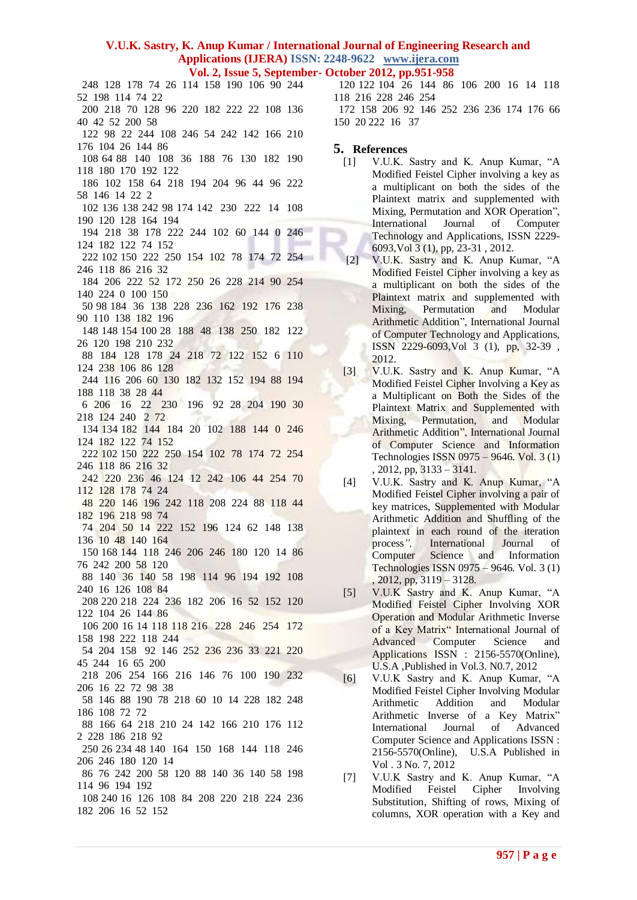248 128 178 74 26 114 158 190 106 90 244 52 198 114 74 22
200 218 70 128 96 220 182 222 22 108 136 40 42 52 200 58
122 98 22 244 108 246 54 242 142 166 210 176 104 26 144 86
108 64 88 140 108 36 188 76 130 182 190 118 180 170 192 122
186 102 158 64 218 194 204 96 44 96 222 58 146 14 22 2
102 136 138 242 98 174 142 230 222 14 108 190 120 128 164 194
194 218 38 178 222 244 102 60 144 0 246 124 182 122 74 152
222 102 150 222 250 154 102 78 174 72 254 246 118 86 216 32
184 206 222 52 172 250 26 228 214 90 254 140 224 0 100 150
50 98 184 36 138 228 236 162 192 176 238 90 110 138 182 196
148 148 154 100 28 188 48 138 250 182 122 26 120 198 210 232
88 184 128 178 24 218 72 122 152 6 110 124 238 106 86 128
244 116 206 60 130 182 132 152 194 88 194 188 118 38 28 44
6 206 16 22 230 196 92 28 204 190 30 218 124 240 2 72
134 134 182 144 184 20 102 188 144 0 246 124 182 122 74 152
222 102 150 222 250 154 102 78 174 72 254 246 118 86 216 32
242 220 236 46 124 12 242 106 44 254 70 112 128 178 74 24
48 220 146 196 242 118 208 224 88 118 44 182 196 218 98 74
74 204 50 14 222 152 196 124 62 148 138 136 10 48 140 164
150 168 144 118 246 206 246 180 120 14 86 76 242 200 58 120
88 140 36 140 58 198 114 96 194 192 108 240 16 126 108 84
208 220 218 224 236 182 206 16 52 152 120 122 104 26 144 86
106 200 16 14 118 118 216 228 246 254 172 158 198 222 118 244
54 204 158 92 146 252 236 236 33 221 220 45 244 16 65 200
218 206 254 166 216 146 76 100 190 232 206 16 22 72 98 38
58 146 88 190 78 218 60 10 14 228 182 248 186 108 72 72
88 166 64 218 210 24 142 166 210 176 112 2 228 186 218 92
250 26 234 48 140 164 150 168 144 118 246 206 246 180 120 14
86 76 242 200 58 120 88 140 36 140 58 198 114 96 194 192
108 240 16 126 108 84 208 220 218 224 236 182 206 16 52 152
120 122 104 26 144 86 106 200 16 14 118 118 216 228 246 254
172 158 206 92 146 252 236 236 174 176 66 150 20 222 16 37

## 5. References

[1] V.U.K. Sastry and K. Anup Kumar, "A Modified Feistel Cipher involving a key as a multiplicant on both the sides of the Plaintext matrix and supplemented with Mixing, Permutation and XOR Operation", International Journal of Computer Technology and Applications, ISSN 2229-6093,Vol 3 (1), pp, 23-31 , 2012.

[2] V.U.K. Sastry and K. Anup Kumar, "A Modified Feistel Cipher involving a key as a multiplicant on both the sides of the Plaintext matrix and supplemented with Mixing, Permutation and Modular Arithmetic Addition", International Journal of Computer Technology and Applications, ISSN 2229-6093,Vol 3 (1), pp, 32-39 , 2012.

[3] V.U.K. Sastry and K. Anup Kumar, "A Modified Feistel Cipher Involving a Key as a Multiplicant on Both the Sides of the Plaintext Matrix and Supplemented with Mixing, Permutation, and Modular Arithmetic Addition", International Journal of Computer Science and Information Technologies ISSN 0975 – 9646. Vol. 3 (1) , 2012, pp, 3133 – 3141.

[4] V.U.K. Sastry and K. Anup Kumar, "A Modified Feistel Cipher involving a pair of key matrices, Supplemented with Modular Arithmetic Addition and Shuffling of the plaintext in each round of the iteration process", International Journal of Computer Science and Information Technologies ISSN 0975 – 9646. Vol. 3 (1) , 2012, pp, 3119 – 3128.

[5] V.U.K Sastry and K. Anup Kumar, "A Modified Feistel Cipher Involving XOR Operation and Modular Arithmetic Inverse of a Key Matrix" International Journal of Advanced Computer Science and Applications ISSN : 2156-5570(Online), U.S.A ,Published in Vol.3. N0.7, 2012

[6] V.U.K Sastry and K. Anup Kumar, "A Modified Feistel Cipher Involving Modular Arithmetic Addition and Modular Arithmetic Inverse of a Key Matrix" International Journal of Advanced Computer Science and Applications ISSN : 2156-5570(Online), U.S.A Published in Vol . 3 No. 7, 2012

[7] V.U.K Sastry and K. Anup Kumar, "A Modified Feistel Cipher Involving Substitution, Shifting of rows, Mixing of columns, XOR operation with a Key and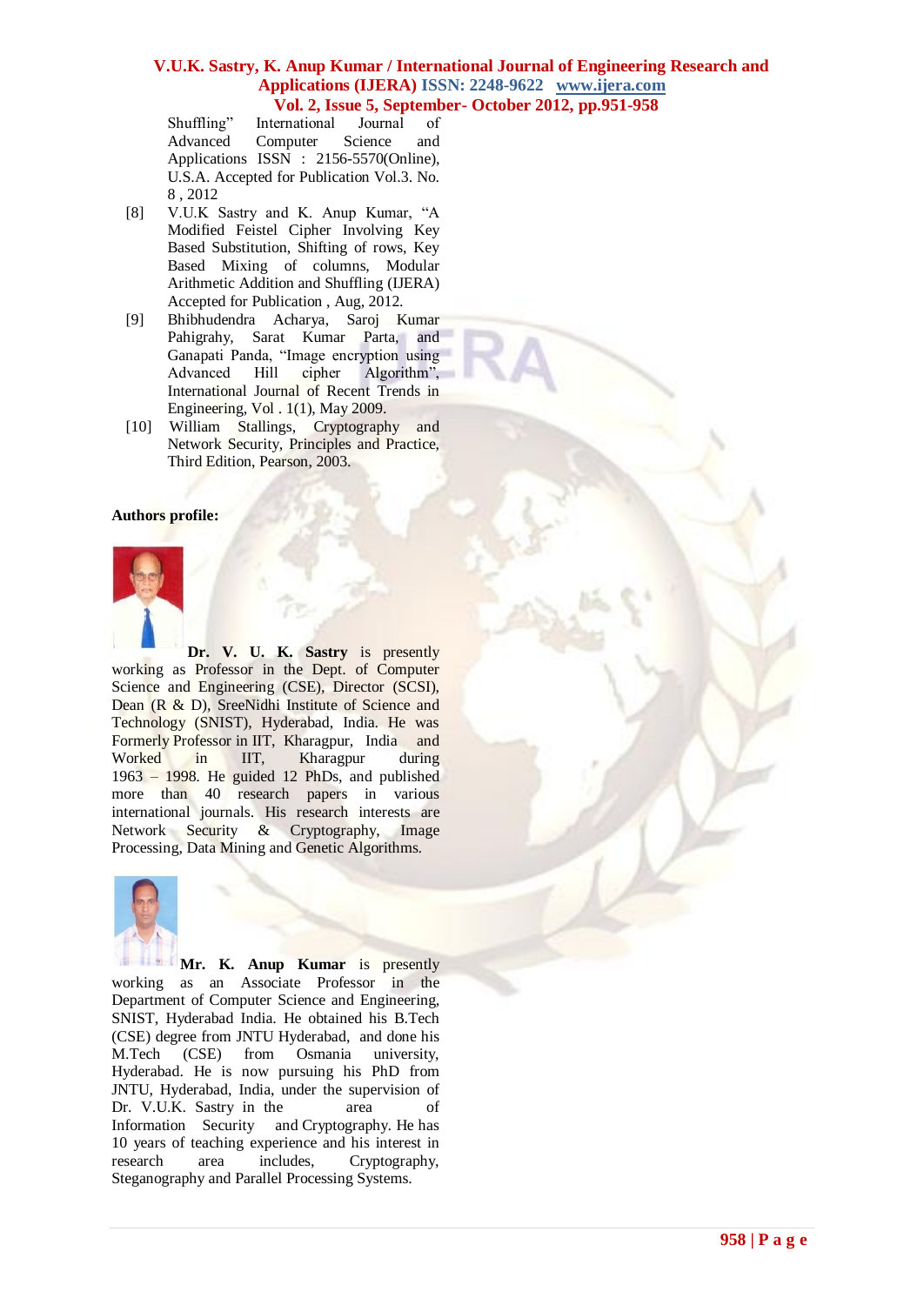Shuffling" International Journal of Advanced Computer Science and Applications ISSN : 2156-5570(Online), U.S.A. Accepted for Publication Vol.3. No. 8 , 2012

[8] V.U.K Sastry and K. Anup Kumar, "A Modified Feistel Cipher Involving Key Based Substitution, Shifting of rows, Key Based Mixing of columns, Modular Arithmetic Addition and Shuffling (IJERA) Accepted for Publication , Aug, 2012.

[9] Bhibhudendra Acharya, Saroj Kumar Pahigrahy, Sarat Kumar Parta, and Ganapati Panda, "Image encryption using Advanced Hill cipher Algorithm", International Journal of Recent Trends in Engineering, Vol . 1(1), May 2009.

[10] William Stallings, Cryptography and Network Security, Principles and Practice, Third Edition, Pearson, 2003.

**Authors profile:**

**Dr. V. U. K. Sastry** is presently working as Professor in the Dept. of Computer Science and Engineering (CSE), Director (SCSI), Dean (R & D), SreeNidhi Institute of Science and Technology (SNIST), Hyderabad, India. He was Formerly Professor in IIT, Kharagpur, India and Worked in IIT, Kharagpur during 1963 – 1998. He guided 12 PhDs, and published more than 40 research papers in various international journals. His research interests are Network Security & Cryptography, Image Processing, Data Mining and Genetic Algorithms.

**Mr. K. Anup Kumar** is presently working as an Associate Professor in the Department of Computer Science and Engineering, SNIST, Hyderabad India. He obtained his B.Tech (CSE) degree from JNTU Hyderabad, and done his M.Tech (CSE) from Osmania university, Hyderabad. He is now pursuing his PhD from JNTU, Hyderabad, India, under the supervision of Dr. V.U.K. Sastry in the area of Information Security and Cryptography. He has 10 years of teaching experience and his interest in research area includes, Cryptography, Steganography and Parallel Processing Systems.